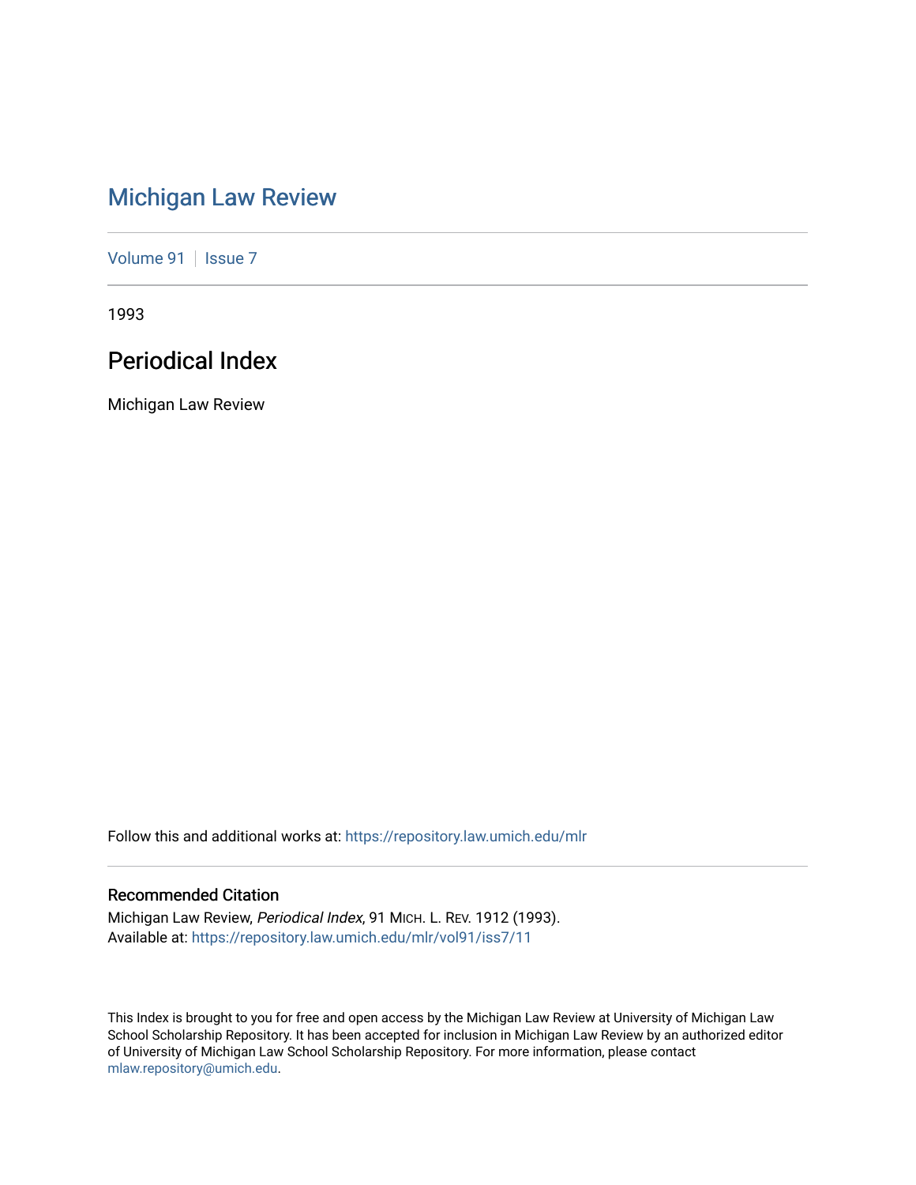# Michigan Law Review

Volume 91 | Issue 7

1993

## Periodical Index

Michigan Law Review

Follow this and additional works at: https://repository.law.umich.edu/mlr

### Recommended Citation

Michigan Law Review, *Periodical Index*, 91 MICH. L. REV. 1912 (1993).
Available at: https://repository.law.umich.edu/mlr/vol91/iss7/11

This Index is brought to you for free and open access by the Michigan Law Review at University of Michigan Law School Scholarship Repository. It has been accepted for inclusion in Michigan Law Review by an authorized editor of University of Michigan Law School Scholarship Repository. For more information, please contact mlaw.repository@umich.edu.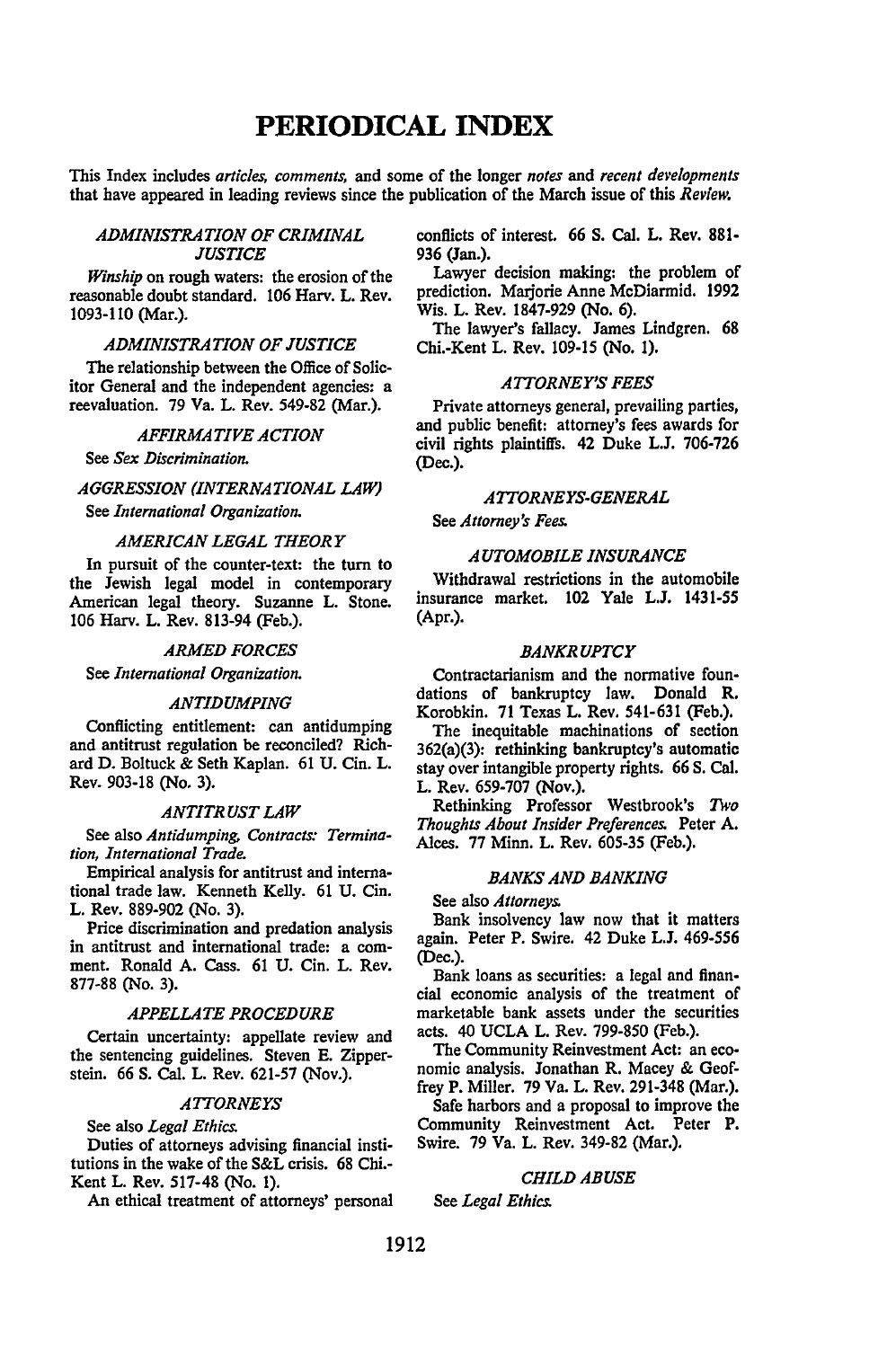# PERIODICAL INDEX

This Index includes *articles, comments,* and some of the longer *notes* and *recent developments* that have appeared in leading reviews since the publication of the March issue of this *Review.*

### *ADMINISTRATION OF CRIMINAL JUSTICE*

*Winship* on rough waters: the erosion of the reasonable doubt standard. 106 Harv. L. Rev. 1093-110 (Mar.).

### *ADMINISTRATION OF JUSTICE*

The relationship between the Office of Solicitor General and the independent agencies: a reevaluation. 79 Va. L. Rev. 549-82 (Mar.).

### *AFFIRMATIVE ACTION*

See *Sex Discrimination.*

### *AGGRESSION (INTERNATIONAL LAW)*

See *International Organization.*

### *AMERICAN LEGAL THEORY*

In pursuit of the counter-text: the turn to the Jewish legal model in contemporary American legal theory. Suzanne L. Stone. 106 Harv. L. Rev. 813-94 (Feb.).

### *ARMED FORCES*

See *International Organization.*

### *ANTIDUMPING*

Conflicting entitlement: can antidumping and antitrust regulation be reconciled? Richard D. Boltuck & Seth Kaplan. 61 U. Cin. L. Rev. 903-18 (No. 3).

### *ANTITRUST LAW*

See also *Antidumping, Contracts: Termination, International Trade.*

Empirical analysis for antitrust and international trade law. Kenneth Kelly. 61 U. Cin. L. Rev. 889-902 (No. 3).

Price discrimination and predation analysis in antitrust and international trade: a comment. Ronald A. Cass. 61 U. Cin. L. Rev. 877-88 (No. 3).

### *APPELLATE PROCEDURE*

Certain uncertainty: appellate review and the sentencing guidelines. Steven E. Zipperstein. 66 S. Cal. L. Rev. 621-57 (Nov.).

### *ATTORNEYS*

See also *Legal Ethics.*

Duties of attorneys advising financial institutions in the wake of the S&L crisis. 68 Chi.-Kent L. Rev. 517-48 (No. 1).

An ethical treatment of attorneys' personal conflicts of interest. 66 S. Cal. L. Rev. 881-936 (Jan.).

Lawyer decision making: the problem of prediction. Marjorie Anne McDiarmid. 1992 Wis. L. Rev. 1847-929 (No. 6).

The lawyer's fallacy. James Lindgren. 68 Chi.-Kent L. Rev. 109-15 (No. 1).

### *ATTORNEY'S FEES*

Private attorneys general, prevailing parties, and public benefit: attorney's fees awards for civil rights plaintiffs. 42 Duke L.J. 706-726 (Dec.).

### *ATTORNEYS-GENERAL*

See *Attorney's Fees.*

### *AUTOMOBILE INSURANCE*

Withdrawal restrictions in the automobile insurance market. 102 Yale L.J. 1431-55 (Apr.).

### *BANKRUPTCY*

Contractarianism and the normative foundations of bankruptcy law. Donald R. Korobkin. 71 Texas L. Rev. 541-631 (Feb.).

The inequitable machinations of section 362(a)(3): rethinking bankruptcy's automatic stay over intangible property rights. 66 S. Cal. L. Rev. 659-707 (Nov.).

Rethinking Professor Westbrook's *Two Thoughts About Insider Preferences.* Peter A. Alces. 77 Minn. L. Rev. 605-35 (Feb.).

### *BANKS AND BANKING*

See also *Attorneys.*

Bank insolvency law now that it matters again. Peter P. Swire. 42 Duke L.J. 469-556 (Dec.).

Bank loans as securities: a legal and financial economic analysis of the treatment of marketable bank assets under the securities acts. 40 UCLA L. Rev. 799-850 (Feb.).

The Community Reinvestment Act: an economic analysis. Jonathan R. Macey & Geoffrey P. Miller. 79 Va. L. Rev. 291-348 (Mar.).

Safe harbors and a proposal to improve the Community Reinvestment Act. Peter P. Swire. 79 Va. L. Rev. 349-82 (Mar.).

### *CHILD ABUSE*

See *Legal Ethics.*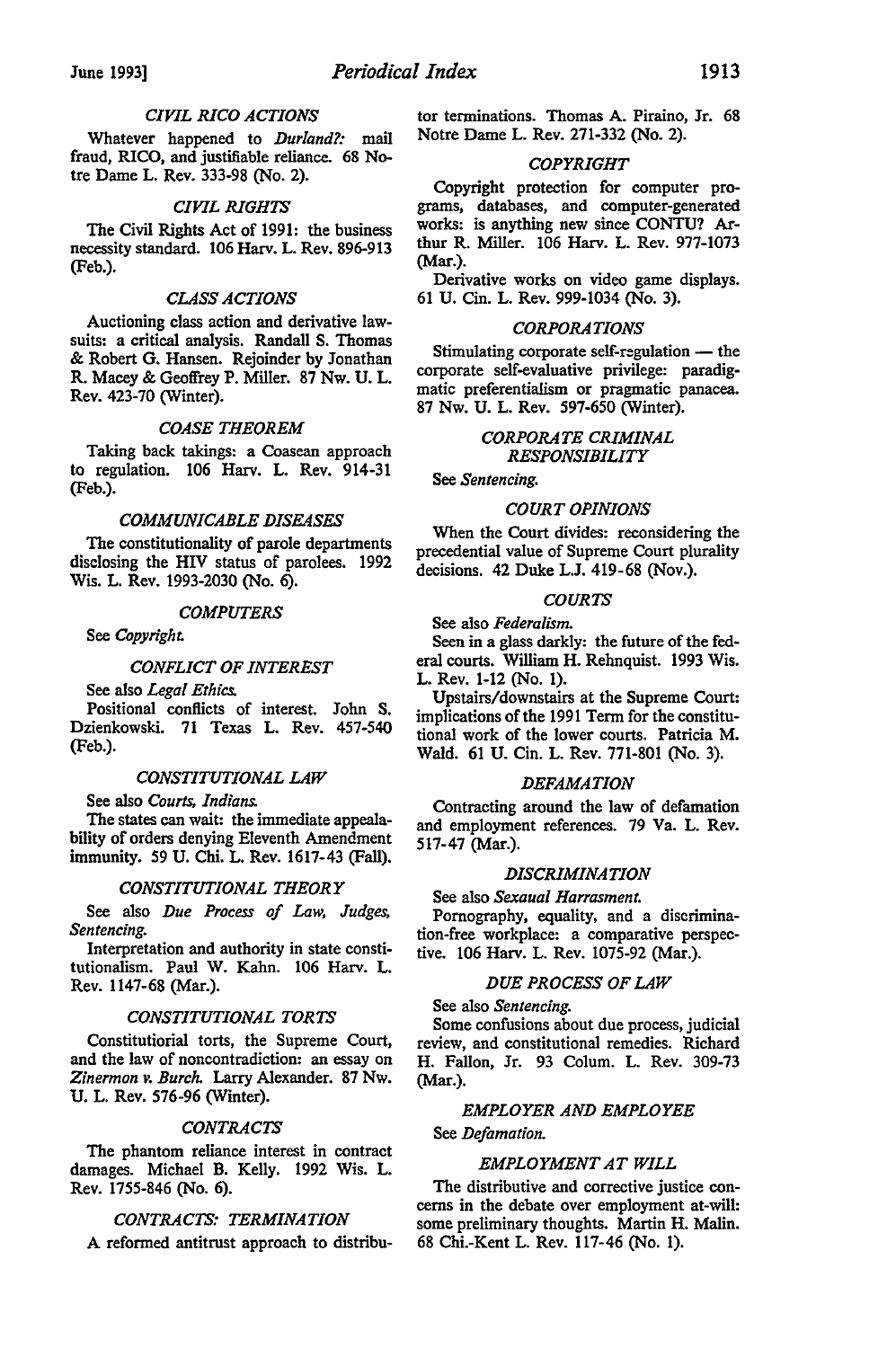### *CIVIL RICO ACTIONS*

Whatever happened to *Durland?:* mail fraud, RICO, and justifiable reliance. 68 Notre Dame L. Rev. 333-98 (No. 2).

### *CIVIL RIGHTS*

The Civil Rights Act of 1991: the business necessity standard. 106 Harv. L. Rev. 896-913 (Feb.).

### *CLASS ACTIONS*

Auctioning class action and derivative lawsuits: a critical analysis. Randall S. Thomas & Robert G. Hansen. Rejoinder by Jonathan R. Macey & Geoffrey P. Miller. 87 Nw. U. L. Rev. 423-70 (Winter).

### *COASE THEOREM*

Taking back takings: a Coasean approach to regulation. 106 Harv. L. Rev. 914-31 (Feb.).

### *COMMUNICABLE DISEASES*

The constitutionality of parole departments disclosing the HIV status of parolees. 1992 Wis. L. Rev. 1993-2030 (No. 6).

### *COMPUTERS*

See *Copyright.*

### *CONFLICT OF INTEREST*

See also *Legal Ethics.*

Positional conflicts of interest. John S. Dzienkowski. 71 Texas L. Rev. 457-540 (Feb.).

### *CONSTITUTIONAL LAW*

See also *Courts, Indians.*

The states can wait: the immediate appealability of orders denying Eleventh Amendment immunity. 59 U. Chi. L. Rev. 1617-43 (Fall).

### *CONSTITUTIONAL THEORY*

See also *Due Process of Law, Judges, Sentencing.*

Interpretation and authority in state constitutionalism. Paul W. Kahn. 106 Harv. L. Rev. 1147-68 (Mar.).

### *CONSTITUTIONAL TORTS*

Constitutiorial torts, the Supreme Court, and the law of noncontradiction: an essay on *Zinermon v. Burch.* Larry Alexander. 87 Nw. U. L. Rev. 576-96 (Winter).

### *CONTRACTS*

The phantom reliance interest in contract damages. Michael B. Kelly. 1992 Wis. L. Rev. 1755-846 (No. 6).

### *CONTRACTS: TERMINATION*

A reformed antitrust approach to distributor terminations. Thomas A. Piraino, Jr. 68 Notre Dame L. Rev. 271-332 (No. 2).

### *COPYRIGHT*

Copyright protection for computer programs, databases, and computer-generated works: is anything new since CONTU? Arthur R. Miller. 106 Harv. L. Rev. 977-1073 (Mar.).

Derivative works on video game displays. 61 U. Cin. L. Rev. 999-1034 (No. 3).

### *CORPORATIONS*

Stimulating corporate self-regulation — the corporate self-evaluative privilege: paradigmatic preferentialism or pragmatic panacea. 87 Nw. U. L. Rev. 597-650 (Winter).

### *CORPORATE CRIMINAL RESPONSIBILITY*

See *Sentencing.*

### *COURT OPINIONS*

When the Court divides: reconsidering the precedential value of Supreme Court plurality decisions. 42 Duke L.J. 419-68 (Nov.).

### *COURTS*

See also *Federalism.*

Seen in a glass darkly: the future of the federal courts. William H. Rehnquist. 1993 Wis. L. Rev. 1-12 (No. 1).

Upstairs/downstairs at the Supreme Court: implications of the 1991 Term for the constitutional work of the lower courts. Patricia M. Wald. 61 U. Cin. L. Rev. 771-801 (No. 3).

### *DEFAMATION*

Contracting around the law of defamation and employment references. 79 Va. L. Rev. 517-47 (Mar.).

### *DISCRIMINATION*

See also *Sexaual Harrasment.*

Pornography, equality, and a discrimination-free workplace: a comparative perspective. 106 Harv. L. Rev. 1075-92 (Mar.).

### *DUE PROCESS OF LAW*

See also *Sentencing.*

Some confusions about due process, judicial review, and constitutional remedies. Richard H. Fallon, Jr. 93 Colum. L. Rev. 309-73 (Mar.).

### *EMPLOYER AND EMPLOYEE*

See *Defamation.*

### *EMPLOYMENT AT WILL*

The distributive and corrective justice concerns in the debate over employment at-will: some preliminary thoughts. Martin H. Malin. 68 Chi.-Kent L. Rev. 117-46 (No. 1).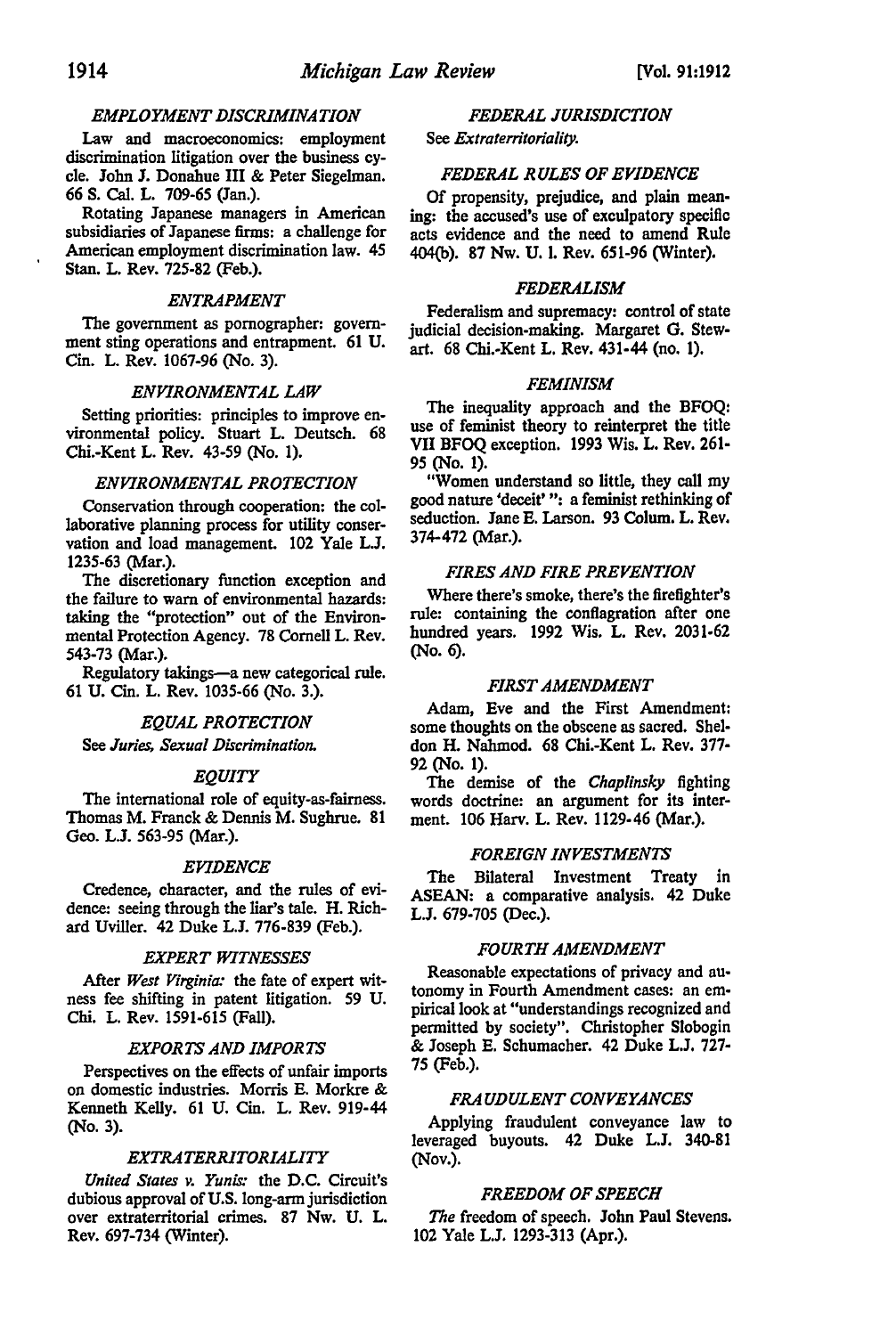### *EMPLOYMENT DISCRIMINATION*

Law and macroeconomics: employment discrimination litigation over the business cycle. John J. Donahue III & Peter Siegelman. 66 S. Cal. L. 709-65 (Jan.).

Rotating Japanese managers in American subsidiaries of Japanese firms: a challenge for American employment discrimination law. 45 Stan. L. Rev. 725-82 (Feb.).

### *ENTRAPMENT*

The government as pornographer: government sting operations and entrapment. 61 U. Cin. L. Rev. 1067-96 (No. 3).

### *ENVIRONMENTAL LAW*

Setting priorities: principles to improve environmental policy. Stuart L. Deutsch. 68 Chi.-Kent L. Rev. 43-59 (No. 1).

### *ENVIRONMENTAL PROTECTION*

Conservation through cooperation: the collaborative planning process for utility conservation and load management. 102 Yale L.J. 1235-63 (Mar.).

The discretionary function exception and the failure to warn of environmental hazards: taking the "protection" out of the Environmental Protection Agency. 78 Cornell L. Rev. 543-73 (Mar.).

Regulatory takings—a new categorical rule. 61 U. Cin. L. Rev. 1035-66 (No. 3.).

### *EQUAL PROTECTION*

See *Juries, Sexual Discrimination.*

### *EQUITY*

The international role of equity-as-fairness. Thomas M. Franck & Dennis M. Sughrue. 81 Geo. L.J. 563-95 (Mar.).

### *EVIDENCE*

Credence, character, and the rules of evidence: seeing through the liar's tale. H. Richard Uviller. 42 Duke L.J. 776-839 (Feb.).

### *EXPERT WITNESSES*

After *West Virginia:* the fate of expert witness fee shifting in patent litigation. 59 U. Chi. L. Rev. 1591-615 (Fall).

### *EXPORTS AND IMPORTS*

Perspectives on the effects of unfair imports on domestic industries. Morris E. Morkre & Kenneth Kelly. 61 U. Cin. L. Rev. 919-44 (No. 3).

### *EXTRATERRITORIALITY*

*United States v. Yunis:* the D.C. Circuit's dubious approval of U.S. long-arm jurisdiction over extraterritorial crimes. 87 Nw. U. L. Rev. 697-734 (Winter).

### *FEDERAL JURISDICTION*

See *Extraterritoriality.*

### *FEDERAL RULES OF EVIDENCE*

Of propensity, prejudice, and plain meaning: the accused's use of exculpatory specific acts evidence and the need to amend Rule 404(b). 87 Nw. U. L. Rev. 651-96 (Winter).

### *FEDERALISM*

Federalism and supremacy: control of state judicial decision-making. Margaret G. Stewart. 68 Chi.-Kent L. Rev. 431-44 (no. 1).

### *FEMINISM*

The inequality approach and the BFOQ: use of feminist theory to reinterpret the title VII BFOQ exception. 1993 Wis. L. Rev. 261-95 (No. 1).

"Women understand so little, they call my good nature 'deceit' ": a feminist rethinking of seduction. Jane E. Larson. 93 Colum. L. Rev. 374-472 (Mar.).

### *FIRES AND FIRE PREVENTION*

Where there's smoke, there's the firefighter's rule: containing the conflagration after one hundred years. 1992 Wis. L. Rev. 2031-62 (No. 6).

### *FIRST AMENDMENT*

Adam, Eve and the First Amendment: some thoughts on the obscene as sacred. Sheldon H. Nahmod. 68 Chi.-Kent L. Rev. 377-92 (No. 1).

The demise of the *Chaplinsky* fighting words doctrine: an argument for its interment. 106 Harv. L. Rev. 1129-46 (Mar.).

### *FOREIGN INVESTMENTS*

The Bilateral Investment Treaty in ASEAN: a comparative analysis. 42 Duke L.J. 679-705 (Dec.).

### *FOURTH AMENDMENT*

Reasonable expectations of privacy and autonomy in Fourth Amendment cases: an empirical look at "understandings recognized and permitted by society". Christopher Slobogin & Joseph E. Schumacher. 42 Duke L.J. 727-75 (Feb.).

### *FRAUDULENT CONVEYANCES*

Applying fraudulent conveyance law to leveraged buyouts. 42 Duke L.J. 340-81 (Nov.).

### *FREEDOM OF SPEECH*

*The* freedom of speech. John Paul Stevens. 102 Yale L.J. 1293-313 (Apr.).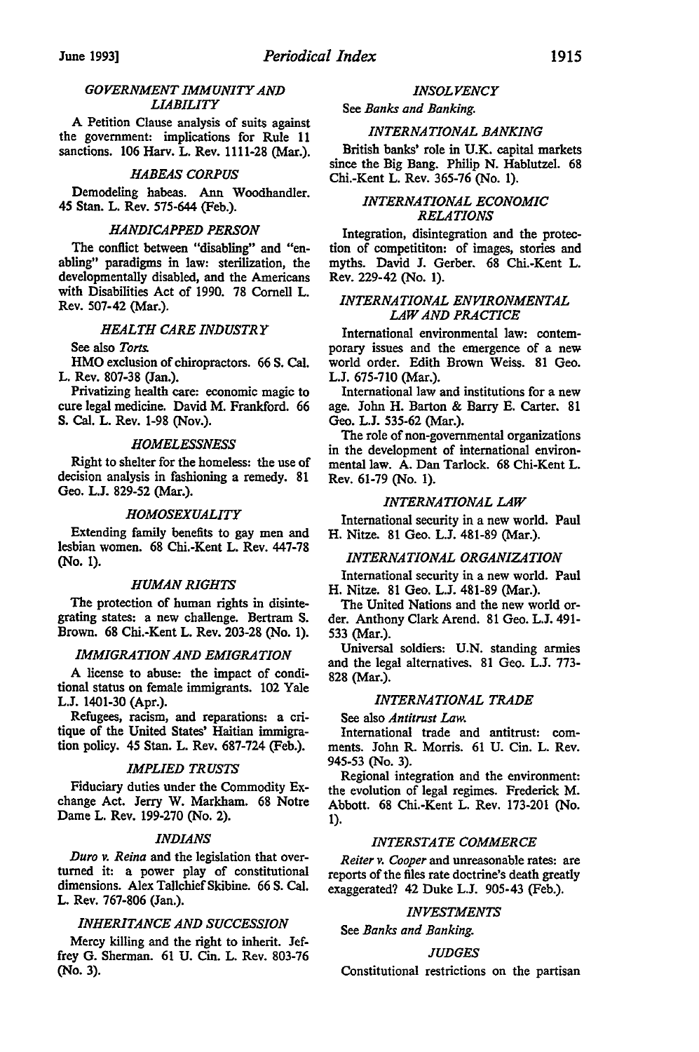### GOVERNMENT IMMUNITY AND LIABILITY

A Petition Clause analysis of suits against the government: implications for Rule 11 sanctions. 106 Harv. L. Rev. 1111-28 (Mar.).

### HABEAS CORPUS

Demodeling habeas. Ann Woodhandler. 45 Stan. L. Rev. 575-644 (Feb.).

### HANDICAPPED PERSON

The conflict between "disabling" and "enabling" paradigms in law: sterilization, the developmentally disabled, and the Americans with Disabilities Act of 1990. 78 Cornell L. Rev. 507-42 (Mar.).

### HEALTH CARE INDUSTRY

See also *Torts.*

HMO exclusion of chiropractors. 66 S. Cal. L. Rev. 807-38 (Jan.).

Privatizing health care: economic magic to cure legal medicine. David M. Frankford. 66 S. Cal. L. Rev. 1-98 (Nov.).

### HOMELESSNESS

Right to shelter for the homeless: the use of decision analysis in fashioning a remedy. 81 Geo. L.J. 829-52 (Mar.).

### HOMOSEXUALITY

Extending family benefits to gay men and lesbian women. 68 Chi.-Kent L. Rev. 447-78 (No. 1).

### HUMAN RIGHTS

The protection of human rights in disintegrating states: a new challenge. Bertram S. Brown. 68 Chi.-Kent L. Rev. 203-28 (No. 1).

### IMMIGRATION AND EMIGRATION

A license to abuse: the impact of conditional status on female immigrants. 102 Yale L.J. 1401-30 (Apr.).

Refugees, racism, and reparations: a critique of the United States' Haitian immigration policy. 45 Stan. L. Rev. 687-724 (Feb.).

### IMPLIED TRUSTS

Fiduciary duties under the Commodity Exchange Act. Jerry W. Markham. 68 Notre Dame L. Rev. 199-270 (No. 2).

### INDIANS

*Duro v. Reina* and the legislation that overturned it: a power play of constitutional dimensions. Alex Tallchief Skibine. 66 S. Cal. L. Rev. 767-806 (Jan.).

### INHERITANCE AND SUCCESSION

Mercy killing and the right to inherit. Jeffrey G. Sherman. 61 U. Cin. L. Rev. 803-76 (No. 3).

### INSOLVENCY

See *Banks and Banking.*

### INTERNATIONAL BANKING

British banks' role in U.K. capital markets since the Big Bang. Philip N. Hablutzel. 68 Chi.-Kent L. Rev. 365-76 (No. 1).

### INTERNATIONAL ECONOMIC RELATIONS

Integration, disintegration and the protection of competititon: of images, stories and myths. David J. Gerber. 68 Chi.-Kent L. Rev. 229-42 (No. 1).

### INTERNATIONAL ENVIRONMENTAL LAW AND PRACTICE

International environmental law: contemporary issues and the emergence of a new world order. Edith Brown Weiss. 81 Geo. L.J. 675-710 (Mar.).

International law and institutions for a new age. John H. Barton & Barry E. Carter. 81 Geo. L.J. 535-62 (Mar.).

The role of non-governmental organizations in the development of international environmental law. A. Dan Tarlock. 68 Chi-Kent L. Rev. 61-79 (No. 1).

### INTERNATIONAL LAW

International security in a new world. Paul H. Nitze. 81 Geo. L.J. 481-89 (Mar.).

### INTERNATIONAL ORGANIZATION

International security in a new world. Paul H. Nitze. 81 Geo. L.J. 481-89 (Mar.).

The United Nations and the new world order. Anthony Clark Arend. 81 Geo. L.J. 491-533 (Mar.).

Universal soldiers: U.N. standing armies and the legal alternatives. 81 Geo. L.J. 773-828 (Mar.).

### INTERNATIONAL TRADE

See also *Antitrust Law.*

International trade and antitrust: comments. John R. Morris. 61 U. Cin. L. Rev. 945-53 (No. 3).

Regional integration and the environment: the evolution of legal regimes. Frederick M. Abbott. 68 Chi.-Kent L. Rev. 173-201 (No. 1).

### INTERSTATE COMMERCE

*Reiter v. Cooper* and unreasonable rates: are reports of the files rate doctrine's death greatly exaggerated? 42 Duke L.J. 905-43 (Feb.).

### INVESTMENTS

See *Banks and Banking.*

### JUDGES

Constitutional restrictions on the partisan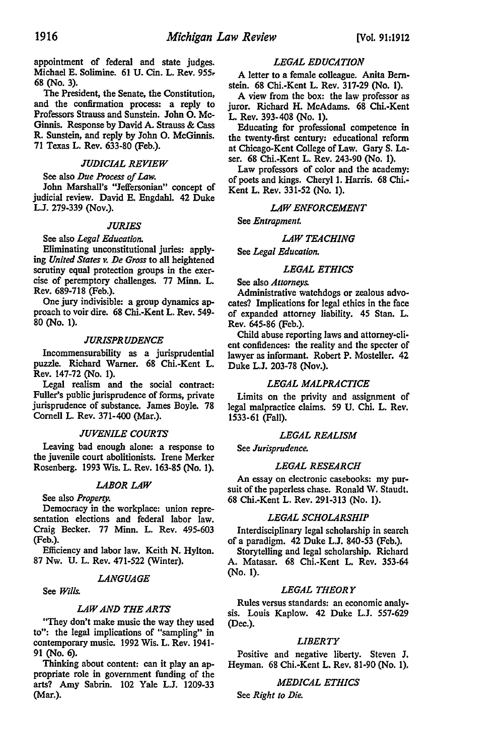appointment of federal and state judges. Michael E. Solimine. 61 U. Cin. L. Rev. 955, 68 (No. 3).

The President, the Senate, the Constitution, and the confirmation process: a reply to Professors Strauss and Sunstein. John O. McGinnis. Response by David A. Strauss & Cass R. Sunstein, and reply by John O. McGinnis. 71 Texas L. Rev. 633-80 (Feb.).

### *JUDICIAL REVIEW*

See also *Due Process of Law.*

John Marshall's "Jeffersonian" concept of judicial review. David E. Engdahl. 42 Duke L.J. 279-339 (Nov.).

### *JURIES*

See also *Legal Education.*

Eliminating unconstitutional juries: applying *United States v. De Gross* to all heightened scrutiny equal protection groups in the exercise of peremptory challenges. 77 Minn. L. Rev. 689-718 (Feb.).

One jury indivisible: a group dynamics approach to voir dire. 68 Chi.-Kent L. Rev. 549-80 (No. 1).

### *JURISPRUDENCE*

Incommensurability as a jurisprudential puzzle. Richard Warner. 68 Chi.-Kent L. Rev. 147-72 (No. 1).

Legal realism and the social contract: Fuller's public jurisprudence of forms, private jurisprudence of substance. James Boyle. 78 Cornell L. Rev. 371-400 (Mar.).

### *JUVENILE COURTS*

Leaving bad enough alone: a response to the juvenile court abolitionists. Irene Merker Rosenberg. 1993 Wis. L. Rev. 163-85 (No. 1).

### *LABOR LAW*

See also *Property.*

Democracy in the workplace: union representation elections and federal labor law. Craig Becker. 77 Minn. L. Rev. 495-603 (Feb.).

Efficiency and labor law. Keith N. Hylton. 87 Nw. U. L. Rev. 471-522 (Winter).

### *LANGUAGE*

See *Wills.*

### *LAW AND THE ARTS*

"They don't make music the way they used to": the legal implications of "sampling" in contemporary music. 1992 Wis. L. Rev. 1941-91 (No. 6).

Thinking about content: can it play an appropriate role in government funding of the arts? Amy Sabrin. 102 Yale L.J. 1209-33 (Mar.).

### *LEGAL EDUCATION*

A letter to a female colleague. Anita Bernstein. 68 Chi.-Kent L. Rev. 317-29 (No. 1).

A view from the box: the law professor as juror. Richard H. McAdams. 68 Chi.-Kent L. Rev. 393-408 (No. 1).

Educating for professional competence in the twenty-first century: educational reform at Chicago-Kent College of Law. Gary S. Laser. 68 Chi.-Kent L. Rev. 243-90 (No. 1).

Law professors of color and the academy: of poets and kings. Cheryl I. Harris. 68 Chi.-Kent L. Rev. 331-52 (No. 1).

### *LAW ENFORCEMENT*

See *Entrapment.*

### *LAW TEACHING*

See *Legal Education.*

### *LEGAL ETHICS*

See also *Attorneys.*

Administrative watchdogs or zealous advocates? Implications for legal ethics in the face of expanded attorney liability. 45 Stan. L. Rev. 645-86 (Feb.).

Child abuse reporting laws and attorney-client confidences: the reality and the specter of lawyer as informant. Robert P. Mosteller. 42 Duke L.J. 203-78 (Nov.).

### *LEGAL MALPRACTICE*

Limits on the privity and assignment of legal malpractice claims. 59 U. Chi. L. Rev. 1533-61 (Fall).

### *LEGAL REALISM*

See *Jurisprudence.*

### *LEGAL RESEARCH*

An essay on electronic casebooks: my pursuit of the paperless chase. Ronald W. Staudt. 68 Chi.-Kent L. Rev. 291-313 (No. 1).

### *LEGAL SCHOLARSHIP*

Interdisciplinary legal scholarship in search of a paradigm. 42 Duke L.J. 840-53 (Feb.).

Storytelling and legal scholarship. Richard A. Matasar. 68 Chi.-Kent L. Rev. 353-64 (No. 1).

### *LEGAL THEORY*

Rules versus standards: an economic analysis. Louis Kaplow. 42 Duke L.J. 557-629 (Dec.).

### *LIBERTY*

Positive and negative liberty. Steven J. Heyman. 68 Chi.-Kent L. Rev. 81-90 (No. 1).

### *MEDICAL ETHICS*

See *Right to Die.*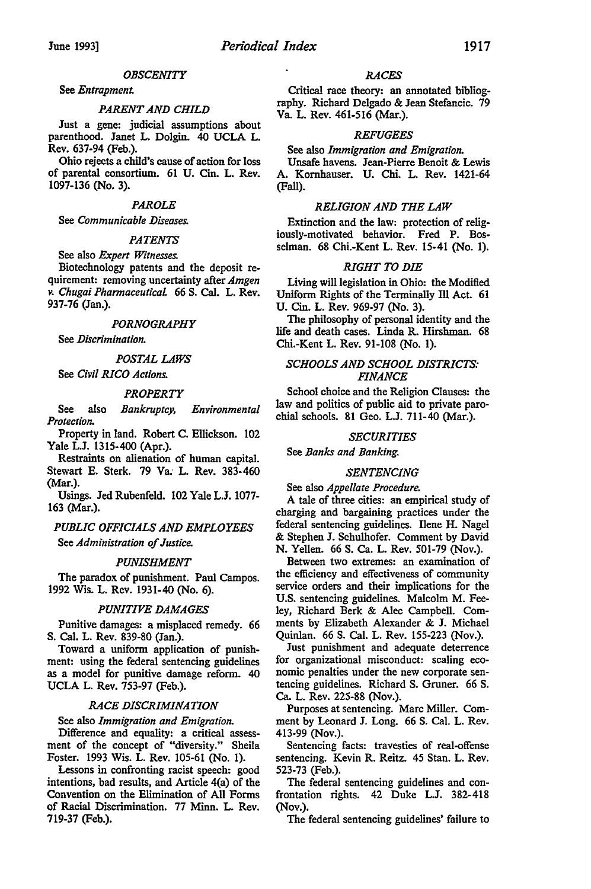### OBSCENITY

See *Entrapment.*

### PARENT AND CHILD

Just a gene: judicial assumptions about parenthood. Janet L. Dolgin. 40 UCLA L. Rev. 637-94 (Feb.).

Ohio rejects a child's cause of action for loss of parental consortium. 61 U. Cin. L. Rev. 1097-136 (No. 3).

### PAROLE

See *Communicable Diseases.*

### PATENTS

See also *Expert Witnesses.*

Biotechnology patents and the deposit requirement: removing uncertainty after *Amgen v. Chugai Pharmaceutical.* 66 S. Cal. L. Rev. 937-76 (Jan.).

### PORNOGRAPHY

See *Discrimination.*

### POSTAL LAWS

See *Civil RICO Actions.*

### PROPERTY

See also *Bankruptcy, Environmental Protection.*

Property in land. Robert C. Ellickson. 102 Yale L.J. 1315-400 (Apr.).

Restraints on alienation of human capital. Stewart E. Sterk. 79 Va. L. Rev. 383-460 (Mar.).

Usings. Jed Rubenfeld. 102 Yale L.J. 1077-163 (Mar.).

### PUBLIC OFFICIALS AND EMPLOYEES

See *Administration of Justice.*

### PUNISHMENT

The paradox of punishment. Paul Campos. 1992 Wis. L. Rev. 1931-40 (No. 6).

### PUNITIVE DAMAGES

Punitive damages: a misplaced remedy. 66 S. Cal. L. Rev. 839-80 (Jan.).

Toward a uniform application of punishment: using the federal sentencing guidelines as a model for punitive damage reform. 40 UCLA L. Rev. 753-97 (Feb.).

### RACE DISCRIMINATION

See also *Immigration and Emigration.*

Difference and equality: a critical assessment of the concept of "diversity." Sheila Foster. 1993 Wis. L. Rev. 105-61 (No. 1).

Lessons in confronting racist speech: good intentions, bad results, and Article 4(a) of the Convention on the Elimination of All Forms of Racial Discrimination. 77 Minn. L. Rev. 719-37 (Feb.).

### RACES

Critical race theory: an annotated bibliography. Richard Delgado & Jean Stefancic. 79 Va. L. Rev. 461-516 (Mar.).

### REFUGEES

See also *Immigration and Emigration.*

Unsafe havens. Jean-Pierre Benoit & Lewis A. Kornhauser. U. Chi. L. Rev. 1421-64 (Fall).

### RELIGION AND THE LAW

Extinction and the law: protection of religiously-motivated behavior. Fred P. Bosselman. 68 Chi.-Kent L. Rev. 15-41 (No. 1).

### RIGHT TO DIE

Living will legislation in Ohio: the Modified Uniform Rights of the Terminally Ill Act. 61 U. Cin. L. Rev. 969-97 (No. 3).

The philosophy of personal identity and the life and death cases. Linda R. Hirshman. 68 Chi.-Kent L. Rev. 91-108 (No. 1).

### SCHOOLS AND SCHOOL DISTRICTS: FINANCE

School choice and the Religion Clauses: the law and politics of public aid to private parochial schools. 81 Geo. L.J. 711-40 (Mar.).

### SECURITIES

See *Banks and Banking.*

### SENTENCING

See also *Appellate Procedure.*

A tale of three cities: an empirical study of charging and bargaining practices under the federal sentencing guidelines. Ilene H. Nagel & Stephen J. Schulhofer. Comment by David N. Yellen. 66 S. Ca. L. Rev. 501-79 (Nov.).

Between two extremes: an examination of the efficiency and effectiveness of community service orders and their implications for the U.S. sentencing guidelines. Malcolm M. Feeley, Richard Berk & Alec Campbell. Comments by Elizabeth Alexander & J. Michael Quinlan. 66 S. Cal. L. Rev. 155-223 (Nov.).

Just punishment and adequate deterrence for organizational misconduct: scaling economic penalties under the new corporate sentencing guidelines. Richard S. Gruner. 66 S. Ca. L. Rev. 225-88 (Nov.).

Purposes at sentencing. Marc Miller. Comment by Leonard J. Long. 66 S. Cal. L. Rev. 413-99 (Nov.).

Sentencing facts: travesties of real-offense sentencing. Kevin R. Reitz. 45 Stan. L. Rev. 523-73 (Feb.).

The federal sentencing guidelines and confrontation rights. 42 Duke L.J. 382-418 (Nov.).

The federal sentencing guidelines' failure to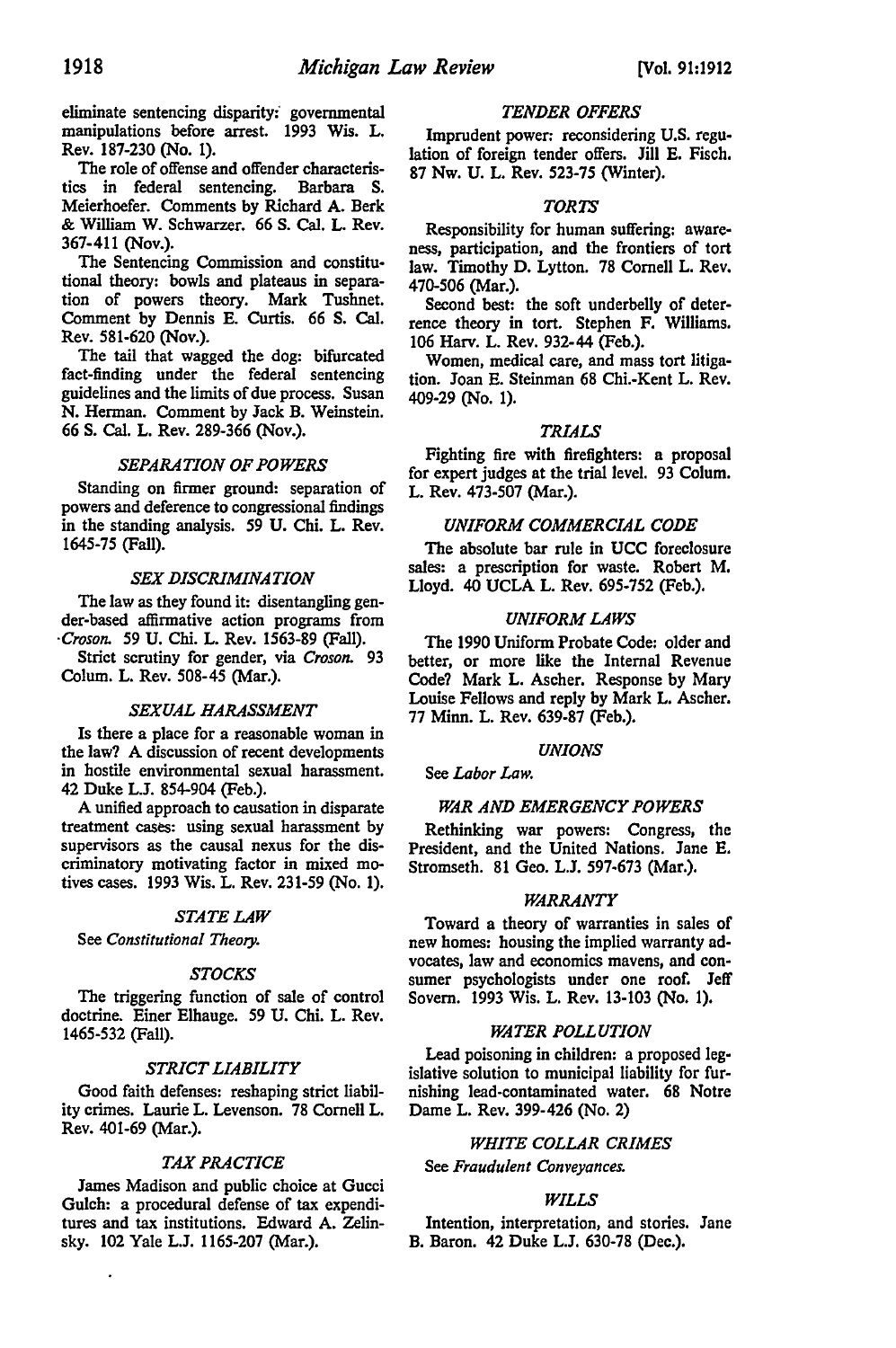eliminate sentencing disparity: governmental manipulations before arrest. 1993 Wis. L. Rev. 187-230 (No. 1).

The role of offense and offender characteristics in federal sentencing. Barbara S. Meierhoefer. Comments by Richard A. Berk & William W. Schwarzer. 66 S. Cal. L. Rev. 367-411 (Nov.).

The Sentencing Commission and constitutional theory: bowls and plateaus in separation of powers theory. Mark Tushnet. Comment by Dennis E. Curtis. 66 S. Cal. Rev. 581-620 (Nov.).

The tail that wagged the dog: bifurcated fact-finding under the federal sentencing guidelines and the limits of due process. Susan N. Herman. Comment by Jack B. Weinstein. 66 S. Cal. L. Rev. 289-366 (Nov.).

### *SEPARATION OF POWERS*

Standing on firmer ground: separation of powers and deference to congressional findings in the standing analysis. 59 U. Chi. L. Rev. 1645-75 (Fall).

### *SEX DISCRIMINATION*

The law as they found it: disentangling gender-based affirmative action programs from *Croson*. 59 U. Chi. L. Rev. 1563-89 (Fall).

Strict scrutiny for gender, via *Croson*. 93 Colum. L. Rev. 508-45 (Mar.).

### *SEXUAL HARASSMENT*

Is there a place for a reasonable woman in the law? A discussion of recent developments in hostile environmental sexual harassment. 42 Duke L.J. 854-904 (Feb.).

A unified approach to causation in disparate treatment cases: using sexual harassment by supervisors as the causal nexus for the discriminatory motivating factor in mixed motives cases. 1993 Wis. L. Rev. 231-59 (No. 1).

### *STATE LAW*

See *Constitutional Theory*.

### *STOCKS*

The triggering function of sale of control doctrine. Einer Elhauge. 59 U. Chi. L. Rev. 1465-532 (Fall).

### *STRICT LIABILITY*

Good faith defenses: reshaping strict liability crimes. Laurie L. Levenson. 78 Cornell L. Rev. 401-69 (Mar.).

### *TAX PRACTICE*

James Madison and public choice at Gucci Gulch: a procedural defense of tax expenditures and tax institutions. Edward A. Zelinsky. 102 Yale L.J. 1165-207 (Mar.).

### *TENDER OFFERS*

Imprudent power: reconsidering U.S. regulation of foreign tender offers. Jill E. Fisch. 87 Nw. U. L. Rev. 523-75 (Winter).

### *TORTS*

Responsibility for human suffering: awareness, participation, and the frontiers of tort law. Timothy D. Lytton. 78 Cornell L. Rev. 470-506 (Mar.).

Second best: the soft underbelly of deterrence theory in tort. Stephen F. Williams. 106 Harv. L. Rev. 932-44 (Feb.).

Women, medical care, and mass tort litigation. Joan E. Steinman 68 Chi.-Kent L. Rev. 409-29 (No. 1).

### *TRIALS*

Fighting fire with firefighters: a proposal for expert judges at the trial level. 93 Colum. L. Rev. 473-507 (Mar.).

### *UNIFORM COMMERCIAL CODE*

The absolute bar rule in UCC foreclosure sales: a prescription for waste. Robert M. Lloyd. 40 UCLA L. Rev. 695-752 (Feb.).

### *UNIFORM LAWS*

The 1990 Uniform Probate Code: older and better, or more like the Internal Revenue Code? Mark L. Ascher. Response by Mary Louise Fellows and reply by Mark L. Ascher. 77 Minn. L. Rev. 639-87 (Feb.).

### *UNIONS*

See *Labor Law*.

### *WAR AND EMERGENCY POWERS*

Rethinking war powers: Congress, the President, and the United Nations. Jane E. Stromseth. 81 Geo. L.J. 597-673 (Mar.).

### *WARRANTY*

Toward a theory of warranties in sales of new homes: housing the implied warranty advocates, law and economics mavens, and consumer psychologists under one roof. Jeff Sovern. 1993 Wis. L. Rev. 13-103 (No. 1).

### *WATER POLLUTION*

Lead poisoning in children: a proposed legislative solution to municipal liability for furnishing lead-contaminated water. 68 Notre Dame L. Rev. 399-426 (No. 2)

### *WHITE COLLAR CRIMES*

See *Fraudulent Conveyances*.

### *WILLS*

Intention, interpretation, and stories. Jane B. Baron. 42 Duke L.J. 630-78 (Dec.).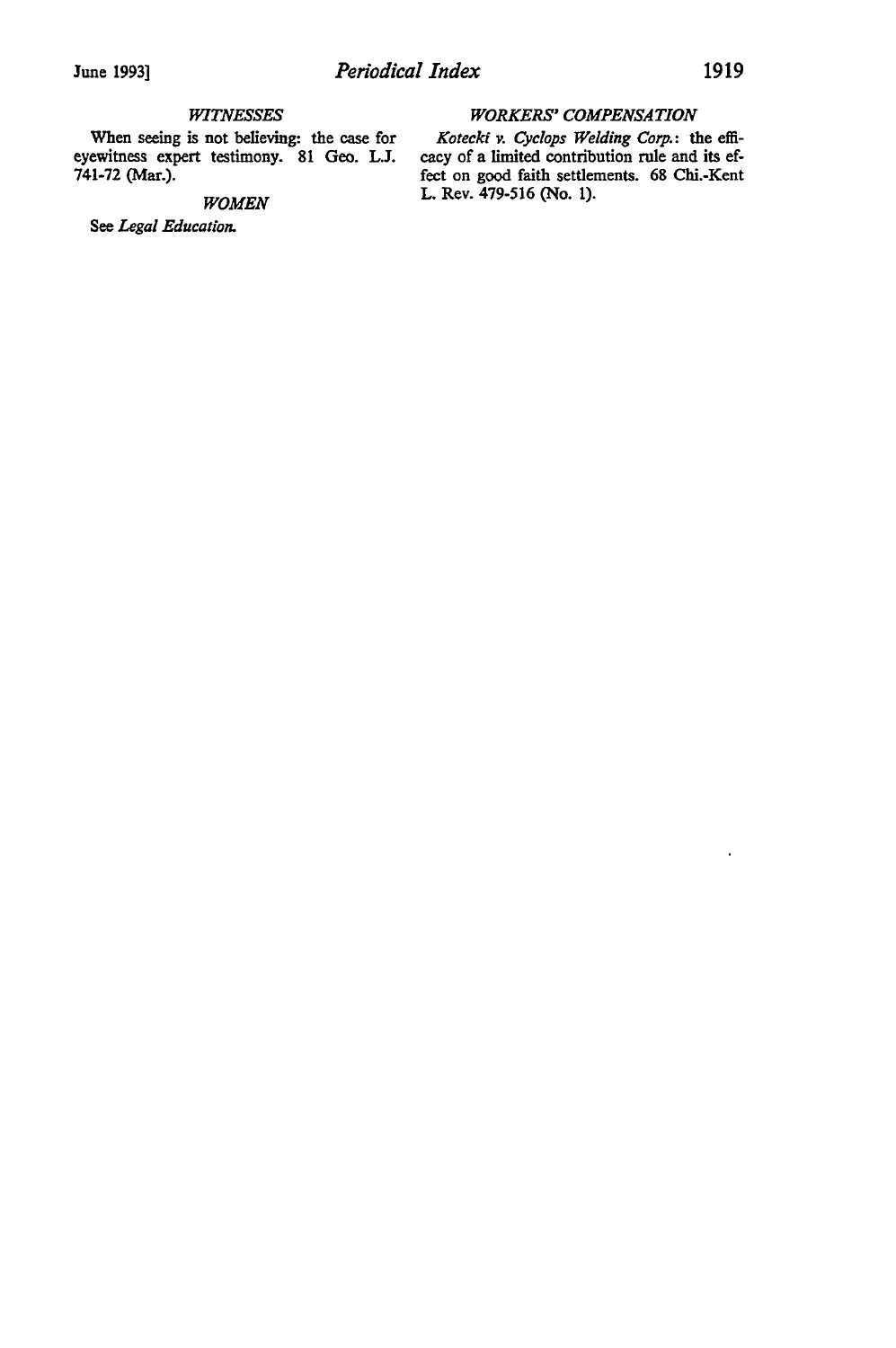### *WITNESSES*

When seeing is not believing: the case for eyewitness expert testimony. 81 Geo. L.J. 741-72 (Mar.).

### *WOMEN*

See *Legal Education.*

### *WORKERS' COMPENSATION*

*Kotecki v. Cyclops Welding Corp.*: the efficacy of a limited contribution rule and its effect on good faith settlements. 68 Chi.-Kent L. Rev. 479-516 (No. 1).